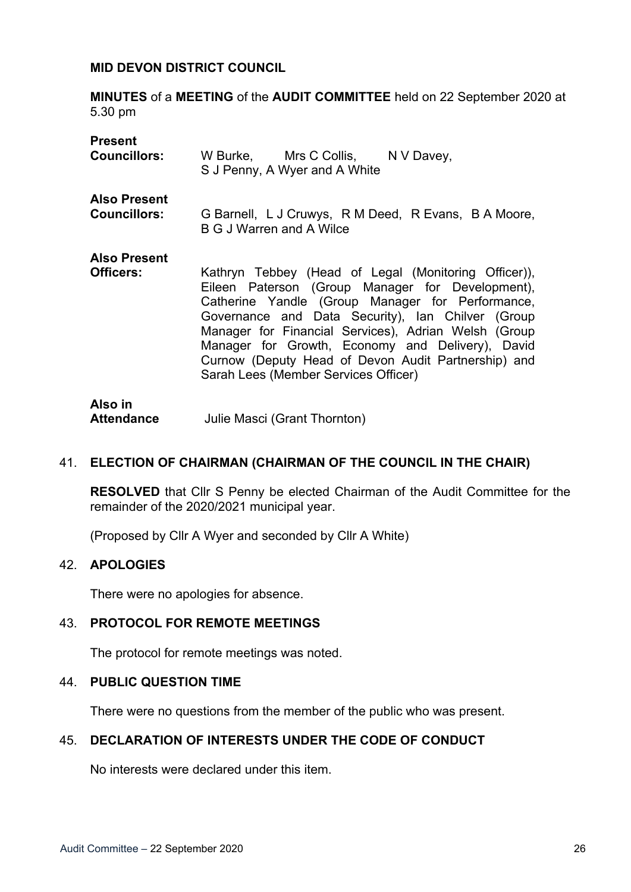**MID DEVON DISTRICT COUNCIL**

**MINUTES** of a **MEETING** of the **AUDIT COMMITTEE** held on 22 September 2020 at 5.30 pm

| | |
|---|---|
| **Present Councillors:** | W Burke, Mrs C Collis, N V Davey, S J Penny, A Wyer and A White |
| **Also Present Councillors:** | G Barnell, L J Cruwys, R M Deed, R Evans, B A Moore, B G J Warren and A Wilce |
| **Also Present Officers:** | Kathryn Tebbey (Head of Legal (Monitoring Officer)), Eileen Paterson (Group Manager for Development), Catherine Yandle (Group Manager for Performance, Governance and Data Security), Ian Chilver (Group Manager for Financial Services), Adrian Welsh (Group Manager for Growth, Economy and Delivery), David Curnow (Deputy Head of Devon Audit Partnership) and Sarah Lees (Member Services Officer) |
| **Also in Attendance** | Julie Masci (Grant Thornton) |

## 41. ELECTION OF CHAIRMAN (CHAIRMAN OF THE COUNCIL IN THE CHAIR)

**RESOLVED** that Cllr S Penny be elected Chairman of the Audit Committee for the remainder of the 2020/2021 municipal year.

(Proposed by Cllr A Wyer and seconded by Cllr A White)

## 42. APOLOGIES

There were no apologies for absence.

## 43. PROTOCOL FOR REMOTE MEETINGS

The protocol for remote meetings was noted.

## 44. PUBLIC QUESTION TIME

There were no questions from the member of the public who was present.

## 45. DECLARATION OF INTERESTS UNDER THE CODE OF CONDUCT

No interests were declared under this item.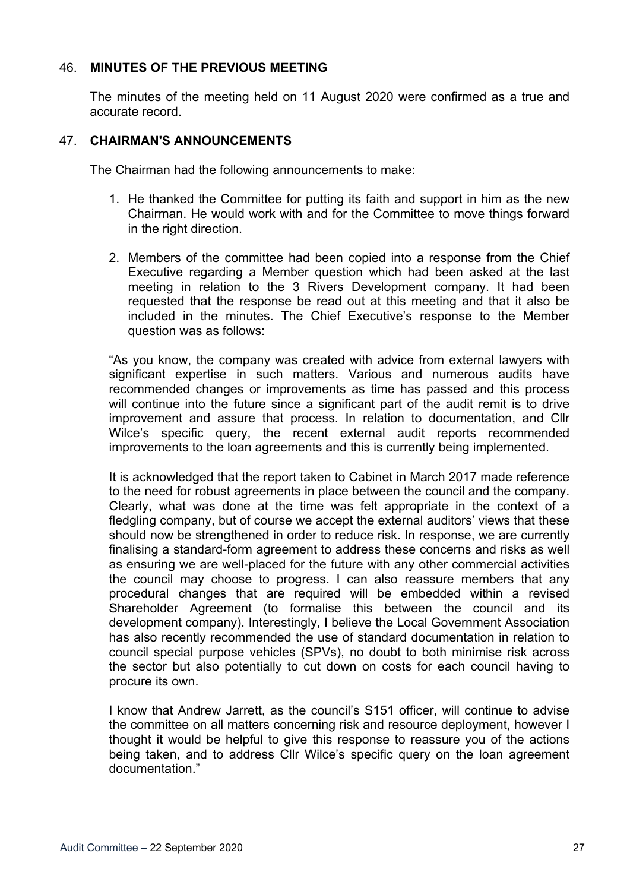## 46. MINUTES OF THE PREVIOUS MEETING

The minutes of the meeting held on 11 August 2020 were confirmed as a true and accurate record.

## 47. CHAIRMAN'S ANNOUNCEMENTS

The Chairman had the following announcements to make:

1. He thanked the Committee for putting its faith and support in him as the new Chairman. He would work with and for the Committee to move things forward in the right direction.

2. Members of the committee had been copied into a response from the Chief Executive regarding a Member question which had been asked at the last meeting in relation to the 3 Rivers Development company. It had been requested that the response be read out at this meeting and that it also be included in the minutes. The Chief Executive's response to the Member question was as follows:

"As you know, the company was created with advice from external lawyers with significant expertise in such matters. Various and numerous audits have recommended changes or improvements as time has passed and this process will continue into the future since a significant part of the audit remit is to drive improvement and assure that process. In relation to documentation, and Cllr Wilce's specific query, the recent external audit reports recommended improvements to the loan agreements and this is currently being implemented.

It is acknowledged that the report taken to Cabinet in March 2017 made reference to the need for robust agreements in place between the council and the company. Clearly, what was done at the time was felt appropriate in the context of a fledgling company, but of course we accept the external auditors' views that these should now be strengthened in order to reduce risk. In response, we are currently finalising a standard-form agreement to address these concerns and risks as well as ensuring we are well-placed for the future with any other commercial activities the council may choose to progress. I can also reassure members that any procedural changes that are required will be embedded within a revised Shareholder Agreement (to formalise this between the council and its development company). Interestingly, I believe the Local Government Association has also recently recommended the use of standard documentation in relation to council special purpose vehicles (SPVs), no doubt to both minimise risk across the sector but also potentially to cut down on costs for each council having to procure its own.

I know that Andrew Jarrett, as the council's S151 officer, will continue to advise the committee on all matters concerning risk and resource deployment, however I thought it would be helpful to give this response to reassure you of the actions being taken, and to address Cllr Wilce's specific query on the loan agreement documentation."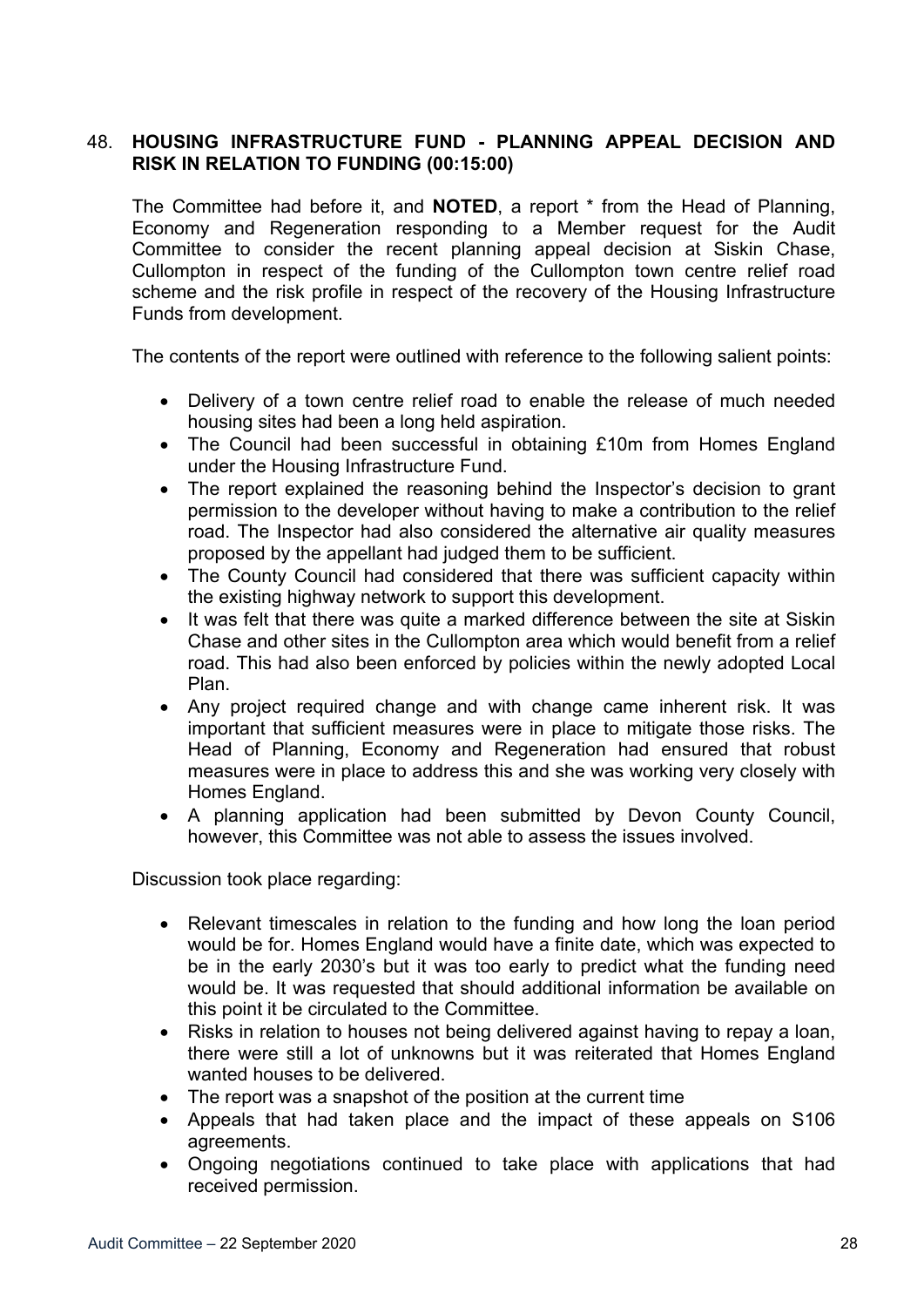48. **HOUSING INFRASTRUCTURE FUND - PLANNING APPEAL DECISION AND RISK IN RELATION TO FUNDING (00:15:00)**

The Committee had before it, and **NOTED**, a report * from the Head of Planning, Economy and Regeneration responding to a Member request for the Audit Committee to consider the recent planning appeal decision at Siskin Chase, Cullompton in respect of the funding of the Cullompton town centre relief road scheme and the risk profile in respect of the recovery of the Housing Infrastructure Funds from development.

The contents of the report were outlined with reference to the following salient points:

- Delivery of a town centre relief road to enable the release of much needed housing sites had been a long held aspiration.
- The Council had been successful in obtaining £10m from Homes England under the Housing Infrastructure Fund.
- The report explained the reasoning behind the Inspector's decision to grant permission to the developer without having to make a contribution to the relief road. The Inspector had also considered the alternative air quality measures proposed by the appellant had judged them to be sufficient.
- The County Council had considered that there was sufficient capacity within the existing highway network to support this development.
- It was felt that there was quite a marked difference between the site at Siskin Chase and other sites in the Cullompton area which would benefit from a relief road. This had also been enforced by policies within the newly adopted Local Plan.
- Any project required change and with change came inherent risk. It was important that sufficient measures were in place to mitigate those risks. The Head of Planning, Economy and Regeneration had ensured that robust measures were in place to address this and she was working very closely with Homes England.
- A planning application had been submitted by Devon County Council, however, this Committee was not able to assess the issues involved.

Discussion took place regarding:

- Relevant timescales in relation to the funding and how long the loan period would be for. Homes England would have a finite date, which was expected to be in the early 2030's but it was too early to predict what the funding need would be. It was requested that should additional information be available on this point it be circulated to the Committee.
- Risks in relation to houses not being delivered against having to repay a loan, there were still a lot of unknowns but it was reiterated that Homes England wanted houses to be delivered.
- The report was a snapshot of the position at the current time
- Appeals that had taken place and the impact of these appeals on S106 agreements.
- Ongoing negotiations continued to take place with applications that had received permission.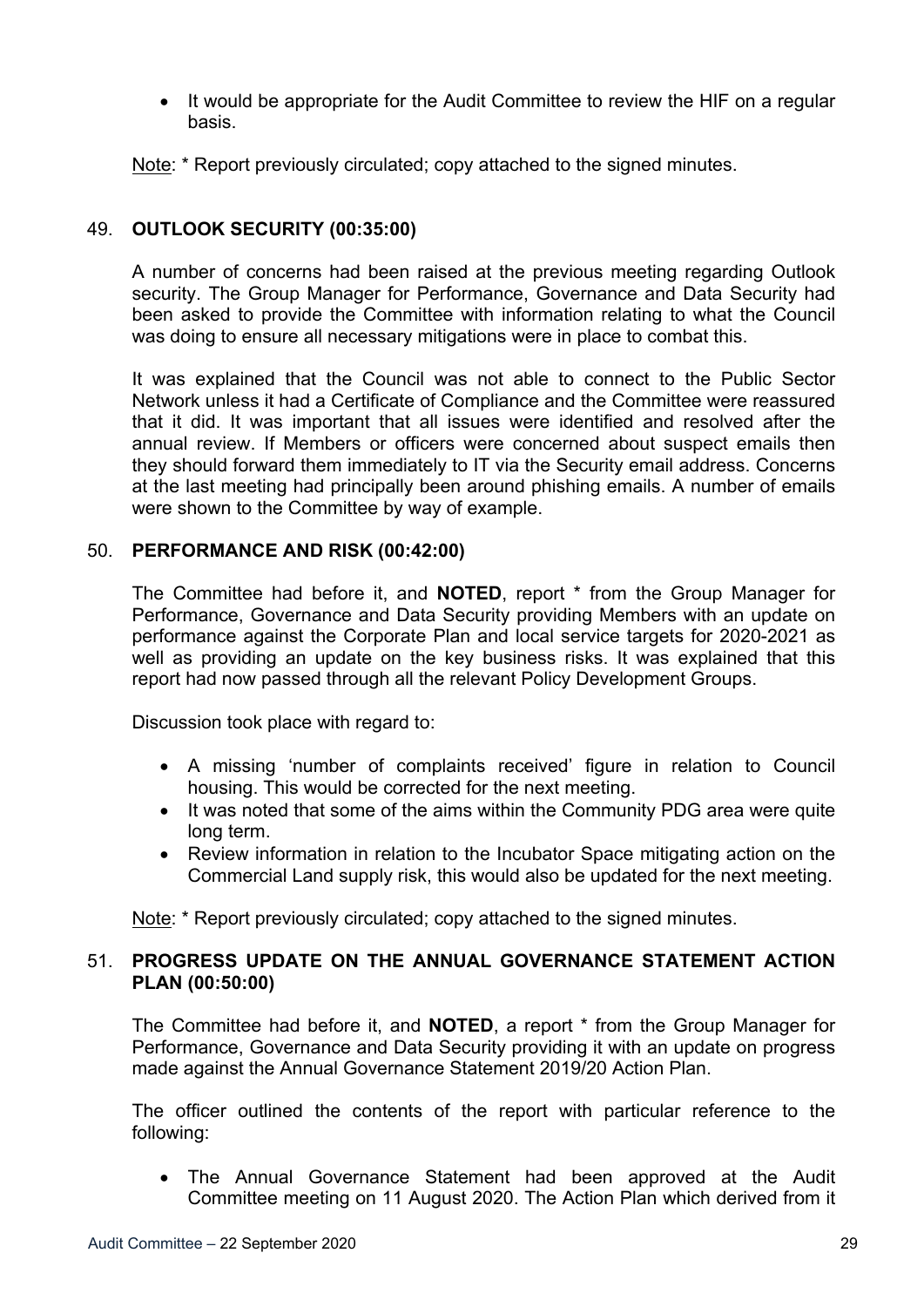- It would be appropriate for the Audit Committee to review the HIF on a regular basis.

Note: * Report previously circulated; copy attached to the signed minutes.

## 49. OUTLOOK SECURITY (00:35:00)

A number of concerns had been raised at the previous meeting regarding Outlook security. The Group Manager for Performance, Governance and Data Security had been asked to provide the Committee with information relating to what the Council was doing to ensure all necessary mitigations were in place to combat this.

It was explained that the Council was not able to connect to the Public Sector Network unless it had a Certificate of Compliance and the Committee were reassured that it did. It was important that all issues were identified and resolved after the annual review. If Members or officers were concerned about suspect emails then they should forward them immediately to IT via the Security email address. Concerns at the last meeting had principally been around phishing emails. A number of emails were shown to the Committee by way of example.

## 50. PERFORMANCE AND RISK (00:42:00)

The Committee had before it, and **NOTED**, report * from the Group Manager for Performance, Governance and Data Security providing Members with an update on performance against the Corporate Plan and local service targets for 2020-2021 as well as providing an update on the key business risks. It was explained that this report had now passed through all the relevant Policy Development Groups.

Discussion took place with regard to:

- A missing 'number of complaints received' figure in relation to Council housing. This would be corrected for the next meeting.
- It was noted that some of the aims within the Community PDG area were quite long term.
- Review information in relation to the Incubator Space mitigating action on the Commercial Land supply risk, this would also be updated for the next meeting.

Note: * Report previously circulated; copy attached to the signed minutes.

## 51. PROGRESS UPDATE ON THE ANNUAL GOVERNANCE STATEMENT ACTION PLAN (00:50:00)

The Committee had before it, and **NOTED**, a report * from the Group Manager for Performance, Governance and Data Security providing it with an update on progress made against the Annual Governance Statement 2019/20 Action Plan.

The officer outlined the contents of the report with particular reference to the following:

- The Annual Governance Statement had been approved at the Audit Committee meeting on 11 August 2020. The Action Plan which derived from it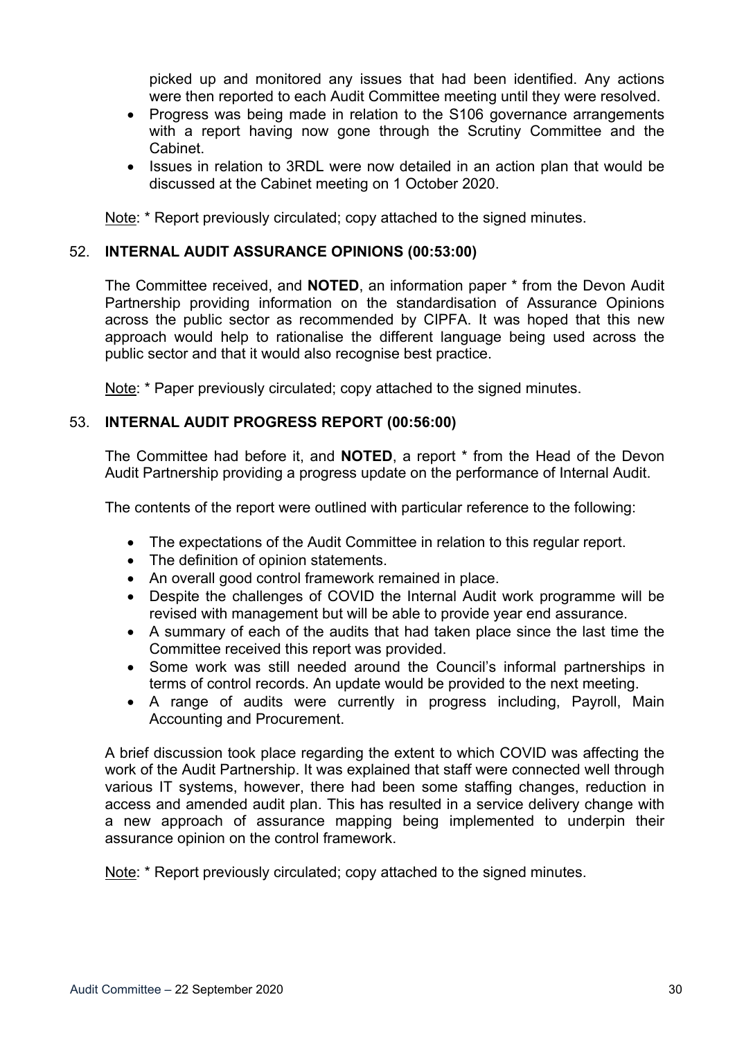picked up and monitored any issues that had been identified. Any actions were then reported to each Audit Committee meeting until they were resolved.

- Progress was being made in relation to the S106 governance arrangements with a report having now gone through the Scrutiny Committee and the Cabinet.
- Issues in relation to 3RDL were now detailed in an action plan that would be discussed at the Cabinet meeting on 1 October 2020.

Note: * Report previously circulated; copy attached to the signed minutes.

## 52. INTERNAL AUDIT ASSURANCE OPINIONS (00:53:00)

The Committee received, and **NOTED**, an information paper * from the Devon Audit Partnership providing information on the standardisation of Assurance Opinions across the public sector as recommended by CIPFA. It was hoped that this new approach would help to rationalise the different language being used across the public sector and that it would also recognise best practice.

Note: * Paper previously circulated; copy attached to the signed minutes.

## 53. INTERNAL AUDIT PROGRESS REPORT (00:56:00)

The Committee had before it, and **NOTED**, a report * from the Head of the Devon Audit Partnership providing a progress update on the performance of Internal Audit.

The contents of the report were outlined with particular reference to the following:

- The expectations of the Audit Committee in relation to this regular report.
- The definition of opinion statements.
- An overall good control framework remained in place.
- Despite the challenges of COVID the Internal Audit work programme will be revised with management but will be able to provide year end assurance.
- A summary of each of the audits that had taken place since the last time the Committee received this report was provided.
- Some work was still needed around the Council's informal partnerships in terms of control records. An update would be provided to the next meeting.
- A range of audits were currently in progress including, Payroll, Main Accounting and Procurement.

A brief discussion took place regarding the extent to which COVID was affecting the work of the Audit Partnership. It was explained that staff were connected well through various IT systems, however, there had been some staffing changes, reduction in access and amended audit plan. This has resulted in a service delivery change with a new approach of assurance mapping being implemented to underpin their assurance opinion on the control framework.

Note: * Report previously circulated; copy attached to the signed minutes.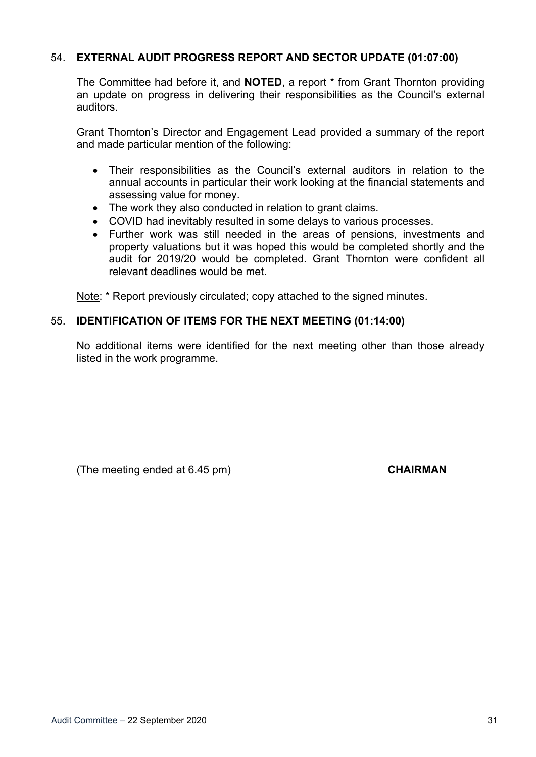54. **EXTERNAL AUDIT PROGRESS REPORT AND SECTOR UPDATE (01:07:00)**

The Committee had before it, and **NOTED**, a report * from Grant Thornton providing an update on progress in delivering their responsibilities as the Council's external auditors.

Grant Thornton's Director and Engagement Lead provided a summary of the report and made particular mention of the following:

- Their responsibilities as the Council's external auditors in relation to the annual accounts in particular their work looking at the financial statements and assessing value for money.
- The work they also conducted in relation to grant claims.
- COVID had inevitably resulted in some delays to various processes.
- Further work was still needed in the areas of pensions, investments and property valuations but it was hoped this would be completed shortly and the audit for 2019/20 would be completed. Grant Thornton were confident all relevant deadlines would be met.

Note: * Report previously circulated; copy attached to the signed minutes.

55. **IDENTIFICATION OF ITEMS FOR THE NEXT MEETING (01:14:00)**

No additional items were identified for the next meeting other than those already listed in the work programme.

(The meeting ended at 6.45 pm) **CHAIRMAN**